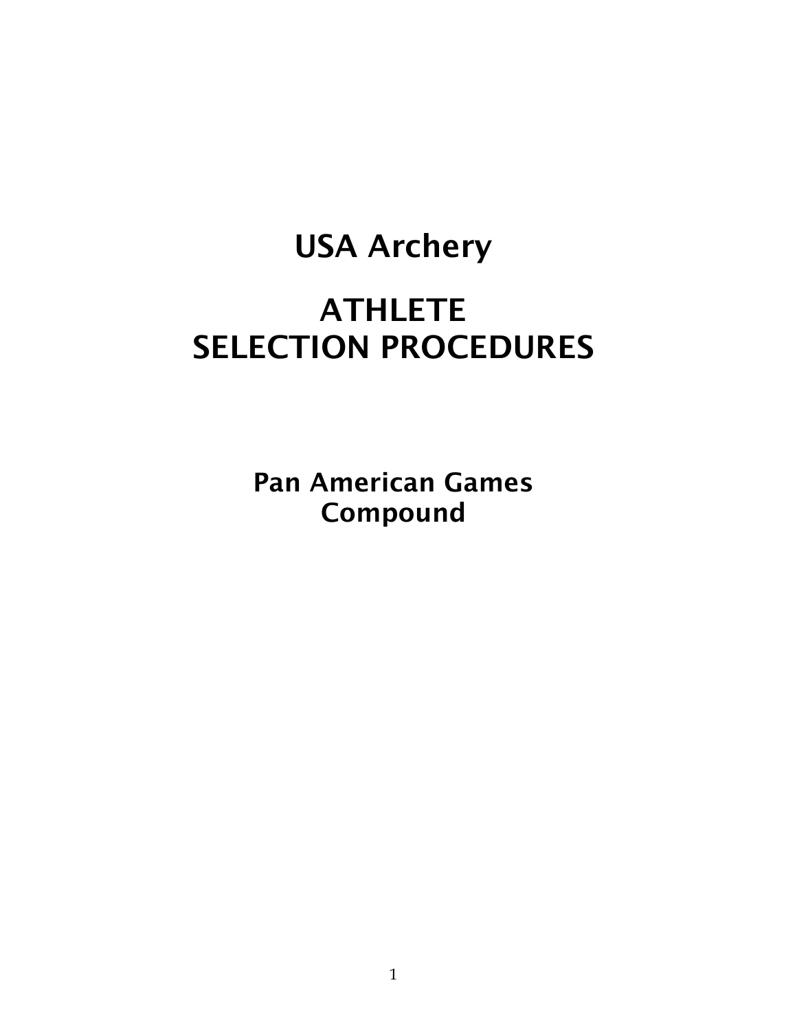# USA Archery

# ATHLETE
# SELECTION PROCEDURES

## Pan American Games
## Compound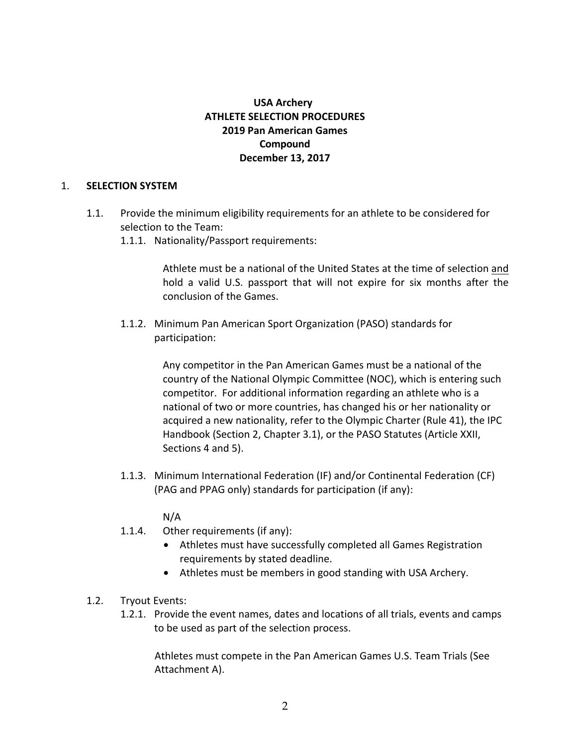**USA Archery**
**ATHLETE SELECTION PROCEDURES**
**2019 Pan American Games**
**Compound**
**December 13, 2017**

1. **SELECTION SYSTEM**

1.1. Provide the minimum eligibility requirements for an athlete to be considered for selection to the Team:

1.1.1. Nationality/Passport requirements:

Athlete must be a national of the United States at the time of selection and hold a valid U.S. passport that will not expire for six months after the conclusion of the Games.

1.1.2. Minimum Pan American Sport Organization (PASO) standards for participation:

Any competitor in the Pan American Games must be a national of the country of the National Olympic Committee (NOC), which is entering such competitor. For additional information regarding an athlete who is a national of two or more countries, has changed his or her nationality or acquired a new nationality, refer to the Olympic Charter (Rule 41), the IPC Handbook (Section 2, Chapter 3.1), or the PASO Statutes (Article XXII, Sections 4 and 5).

1.1.3. Minimum International Federation (IF) and/or Continental Federation (CF) (PAG and PPAG only) standards for participation (if any):

N/A

1.1.4. Other requirements (if any):

- Athletes must have successfully completed all Games Registration requirements by stated deadline.
- Athletes must be members in good standing with USA Archery.

1.2. Tryout Events:

1.2.1. Provide the event names, dates and locations of all trials, events and camps to be used as part of the selection process.

Athletes must compete in the Pan American Games U.S. Team Trials (See Attachment A).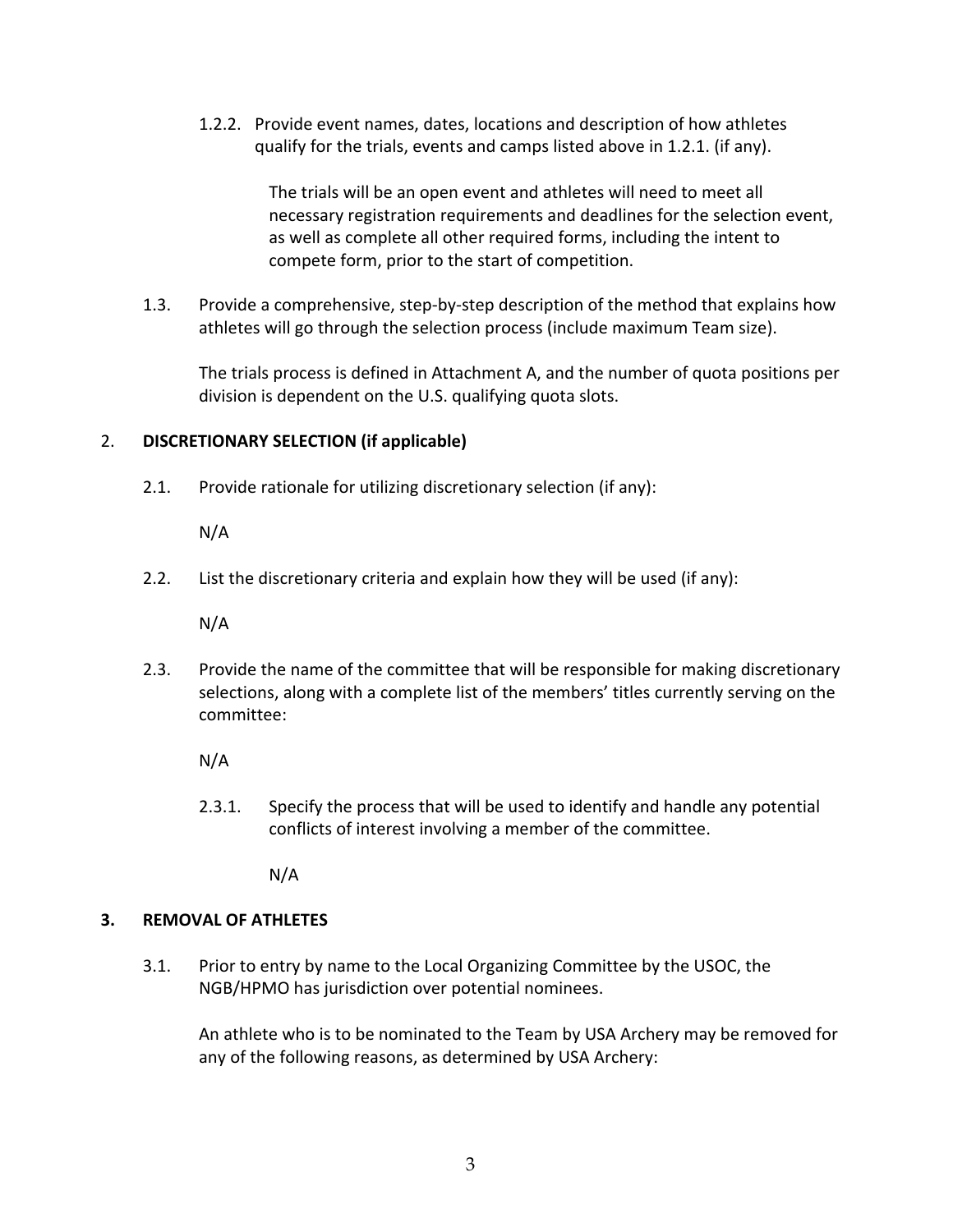1.2.2. Provide event names, dates, locations and description of how athletes qualify for the trials, events and camps listed above in 1.2.1. (if any).

The trials will be an open event and athletes will need to meet all necessary registration requirements and deadlines for the selection event, as well as complete all other required forms, including the intent to compete form, prior to the start of competition.

1.3. Provide a comprehensive, step-by-step description of the method that explains how athletes will go through the selection process (include maximum Team size).

The trials process is defined in Attachment A, and the number of quota positions per division is dependent on the U.S. qualifying quota slots.

## 2. DISCRETIONARY SELECTION (if applicable)

2.1. Provide rationale for utilizing discretionary selection (if any):

N/A

2.2. List the discretionary criteria and explain how they will be used (if any):

N/A

2.3. Provide the name of the committee that will be responsible for making discretionary selections, along with a complete list of the members' titles currently serving on the committee:

N/A

2.3.1. Specify the process that will be used to identify and handle any potential conflicts of interest involving a member of the committee.

N/A

## 3. REMOVAL OF ATHLETES

3.1. Prior to entry by name to the Local Organizing Committee by the USOC, the NGB/HPMO has jurisdiction over potential nominees.

An athlete who is to be nominated to the Team by USA Archery may be removed for any of the following reasons, as determined by USA Archery: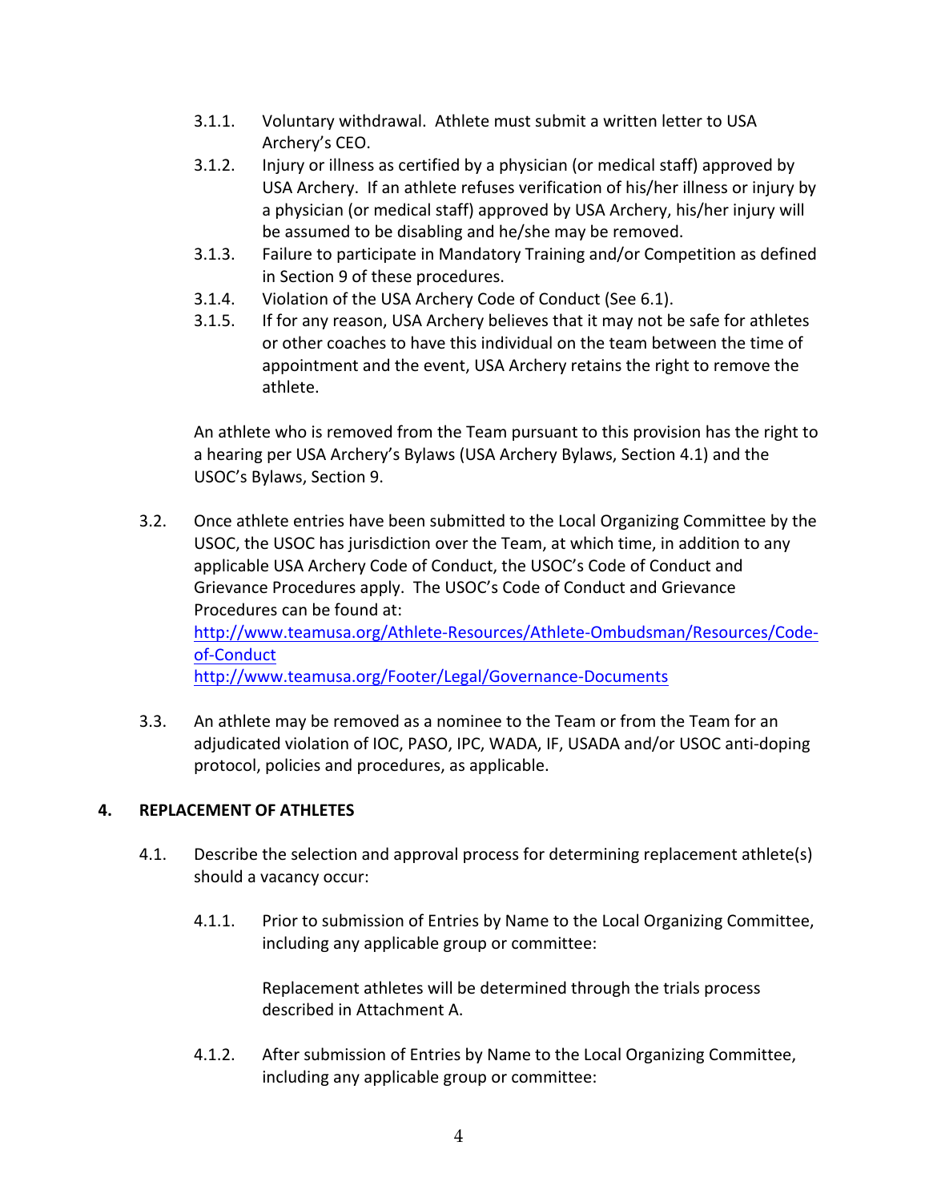3.1.1. Voluntary withdrawal. Athlete must submit a written letter to USA Archery's CEO.

3.1.2. Injury or illness as certified by a physician (or medical staff) approved by USA Archery. If an athlete refuses verification of his/her illness or injury by a physician (or medical staff) approved by USA Archery, his/her injury will be assumed to be disabling and he/she may be removed.

3.1.3. Failure to participate in Mandatory Training and/or Competition as defined in Section 9 of these procedures.

3.1.4. Violation of the USA Archery Code of Conduct (See 6.1).

3.1.5. If for any reason, USA Archery believes that it may not be safe for athletes or other coaches to have this individual on the team between the time of appointment and the event, USA Archery retains the right to remove the athlete.

An athlete who is removed from the Team pursuant to this provision has the right to a hearing per USA Archery's Bylaws (USA Archery Bylaws, Section 4.1) and the USOC's Bylaws, Section 9.

3.2. Once athlete entries have been submitted to the Local Organizing Committee by the USOC, the USOC has jurisdiction over the Team, at which time, in addition to any applicable USA Archery Code of Conduct, the USOC's Code of Conduct and Grievance Procedures apply. The USOC's Code of Conduct and Grievance Procedures can be found at:
[http://www.teamusa.org/Athlete-Resources/Athlete-Ombudsman/Resources/Code-of-Conduct](http://www.teamusa.org/Athlete-Resources/Athlete-Ombudsman/Resources/Code-of-Conduct)
[http://www.teamusa.org/Footer/Legal/Governance-Documents](http://www.teamusa.org/Footer/Legal/Governance-Documents)

3.3. An athlete may be removed as a nominee to the Team or from the Team for an adjudicated violation of IOC, PASO, IPC, WADA, IF, USADA and/or USOC anti-doping protocol, policies and procedures, as applicable.

## 4. REPLACEMENT OF ATHLETES

4.1. Describe the selection and approval process for determining replacement athlete(s) should a vacancy occur:

4.1.1. Prior to submission of Entries by Name to the Local Organizing Committee, including any applicable group or committee:

Replacement athletes will be determined through the trials process described in Attachment A.

4.1.2. After submission of Entries by Name to the Local Organizing Committee, including any applicable group or committee: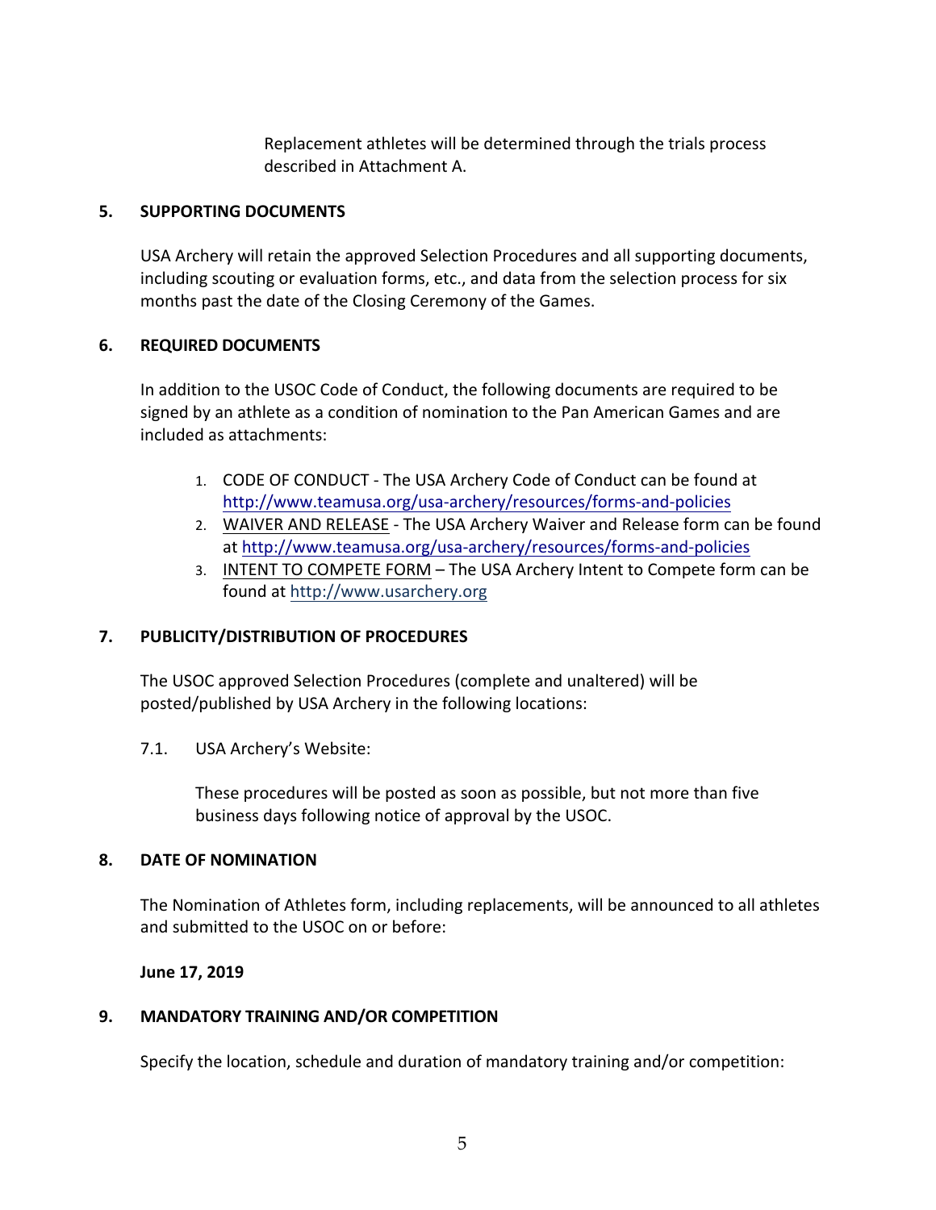Replacement athletes will be determined through the trials process described in Attachment A.

## 5. SUPPORTING DOCUMENTS

USA Archery will retain the approved Selection Procedures and all supporting documents, including scouting or evaluation forms, etc., and data from the selection process for six months past the date of the Closing Ceremony of the Games.

## 6. REQUIRED DOCUMENTS

In addition to the USOC Code of Conduct, the following documents are required to be signed by an athlete as a condition of nomination to the Pan American Games and are included as attachments:

1. CODE OF CONDUCT - The USA Archery Code of Conduct can be found at http://www.teamusa.org/usa-archery/resources/forms-and-policies
2. WAIVER AND RELEASE - The USA Archery Waiver and Release form can be found at http://www.teamusa.org/usa-archery/resources/forms-and-policies
3. INTENT TO COMPETE FORM – The USA Archery Intent to Compete form can be found at http://www.usarchery.org

## 7. PUBLICITY/DISTRIBUTION OF PROCEDURES

The USOC approved Selection Procedures (complete and unaltered) will be posted/published by USA Archery in the following locations:

7.1. USA Archery's Website:

These procedures will be posted as soon as possible, but not more than five business days following notice of approval by the USOC.

## 8. DATE OF NOMINATION

The Nomination of Athletes form, including replacements, will be announced to all athletes and submitted to the USOC on or before:

**June 17, 2019**

## 9. MANDATORY TRAINING AND/OR COMPETITION

Specify the location, schedule and duration of mandatory training and/or competition: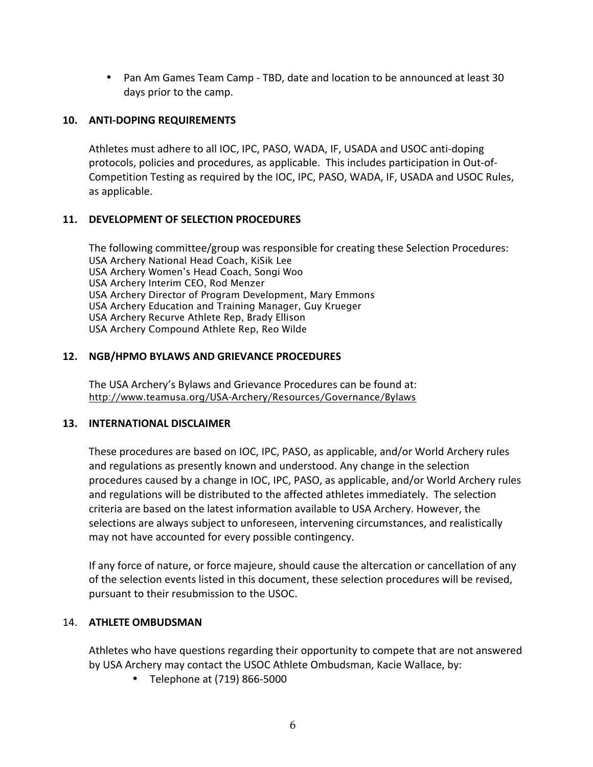- Pan Am Games Team Camp - TBD, date and location to be announced at least 30 days prior to the camp.

## 10. ANTI-DOPING REQUIREMENTS

Athletes must adhere to all IOC, IPC, PASO, WADA, IF, USADA and USOC anti-doping protocols, policies and procedures, as applicable. This includes participation in Out-of-Competition Testing as required by the IOC, IPC, PASO, WADA, IF, USADA and USOC Rules, as applicable.

## 11. DEVELOPMENT OF SELECTION PROCEDURES

The following committee/group was responsible for creating these Selection Procedures:
USA Archery National Head Coach, KiSik Lee
USA Archery Women's Head Coach, Songi Woo
USA Archery Interim CEO, Rod Menzer
USA Archery Director of Program Development, Mary Emmons
USA Archery Education and Training Manager, Guy Krueger
USA Archery Recurve Athlete Rep, Brady Ellison
USA Archery Compound Athlete Rep, Reo Wilde

## 12. NGB/HPMO BYLAWS AND GRIEVANCE PROCEDURES

The USA Archery's Bylaws and Grievance Procedures can be found at:
http://www.teamusa.org/USA-Archery/Resources/Governance/Bylaws

## 13. INTERNATIONAL DISCLAIMER

These procedures are based on IOC, IPC, PASO, as applicable, and/or World Archery rules and regulations as presently known and understood. Any change in the selection procedures caused by a change in IOC, IPC, PASO, as applicable, and/or World Archery rules and regulations will be distributed to the affected athletes immediately. The selection criteria are based on the latest information available to USA Archery. However, the selections are always subject to unforeseen, intervening circumstances, and realistically may not have accounted for every possible contingency.

If any force of nature, or force majeure, should cause the altercation or cancellation of any of the selection events listed in this document, these selection procedures will be revised, pursuant to their resubmission to the USOC.

## 14. ATHLETE OMBUDSMAN

Athletes who have questions regarding their opportunity to compete that are not answered by USA Archery may contact the USOC Athlete Ombudsman, Kacie Wallace, by:

- Telephone at (719) 866-5000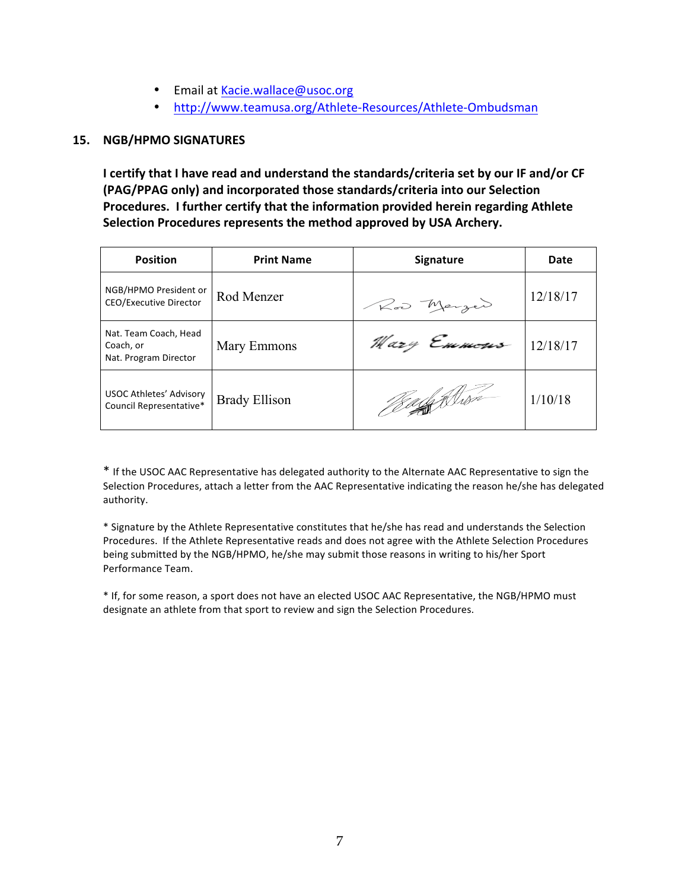- Email at Kacie.wallace@usoc.org
- http://www.teamusa.org/Athlete-Resources/Athlete-Ombudsman

## 15. NGB/HPMO SIGNATURES

**I certify that I have read and understand the standards/criteria set by our IF and/or CF (PAG/PPAG only) and incorporated those standards/criteria into our Selection Procedures. I further certify that the information provided herein regarding Athlete Selection Procedures represents the method approved by USA Archery.**

| Position | Print Name | Signature | Date |
|---|---|---|---|
| NGB/HPMO President or CEO/Executive Director | Rod Menzer | Rod Menzer | 12/18/17 |
| Nat. Team Coach, Head Coach, or Nat. Program Director | Mary Emmons | Mary Emmons | 12/18/17 |
| USOC Athletes' Advisory Council Representative* | Brady Ellison | Brady Ellison | 1/10/18 |

* If the USOC AAC Representative has delegated authority to the Alternate AAC Representative to sign the Selection Procedures, attach a letter from the AAC Representative indicating the reason he/she has delegated authority.

* Signature by the Athlete Representative constitutes that he/she has read and understands the Selection Procedures. If the Athlete Representative reads and does not agree with the Athlete Selection Procedures being submitted by the NGB/HPMO, he/she may submit those reasons in writing to his/her Sport Performance Team.

* If, for some reason, a sport does not have an elected USOC AAC Representative, the NGB/HPMO must designate an athlete from that sport to review and sign the Selection Procedures.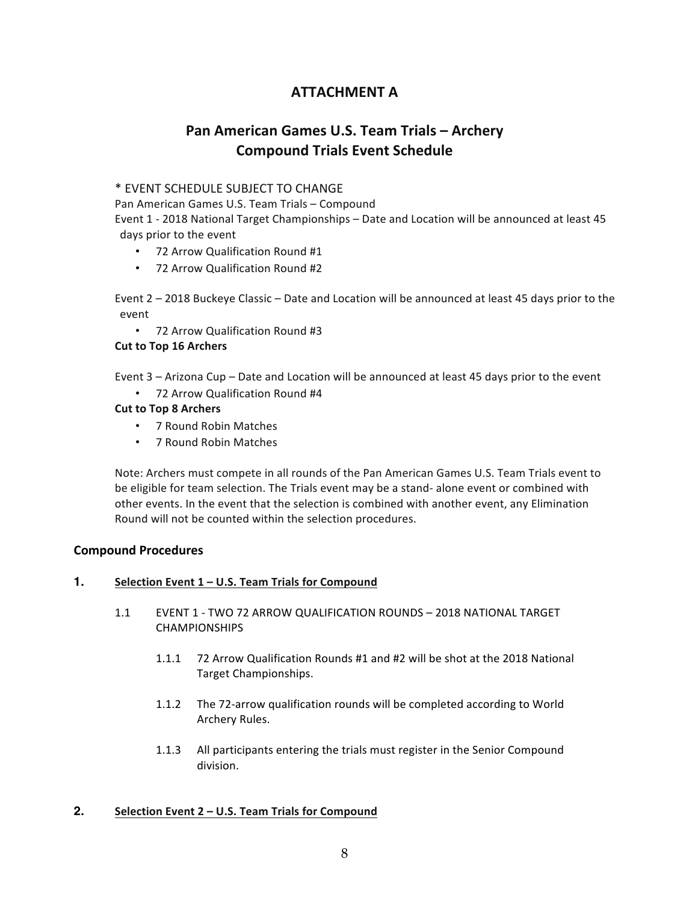## ATTACHMENT A

## Pan American Games U.S. Team Trials – Archery
## Compound Trials Event Schedule

* EVENT SCHEDULE SUBJECT TO CHANGE
Pan American Games U.S. Team Trials – Compound
Event 1 - 2018 National Target Championships – Date and Location will be announced at least 45 days prior to the event

- 72 Arrow Qualification Round #1
- 72 Arrow Qualification Round #2

Event 2 – 2018 Buckeye Classic – Date and Location will be announced at least 45 days prior to the event

- 72 Arrow Qualification Round #3

**Cut to Top 16 Archers**

Event 3 – Arizona Cup – Date and Location will be announced at least 45 days prior to the event

- 72 Arrow Qualification Round #4

**Cut to Top 8 Archers**

- 7 Round Robin Matches
- 7 Round Robin Matches

Note: Archers must compete in all rounds of the Pan American Games U.S. Team Trials event to be eligible for team selection. The Trials event may be a stand- alone event or combined with other events. In the event that the selection is combined with another event, any Elimination Round will not be counted within the selection procedures.

### Compound Procedures

**1. Selection Event 1 – U.S. Team Trials for Compound**

1.1 EVENT 1 - TWO 72 ARROW QUALIFICATION ROUNDS – 2018 NATIONAL TARGET CHAMPIONSHIPS

1.1.1 72 Arrow Qualification Rounds #1 and #2 will be shot at the 2018 National Target Championships.

1.1.2 The 72-arrow qualification rounds will be completed according to World Archery Rules.

1.1.3 All participants entering the trials must register in the Senior Compound division.

**2. Selection Event 2 – U.S. Team Trials for Compound**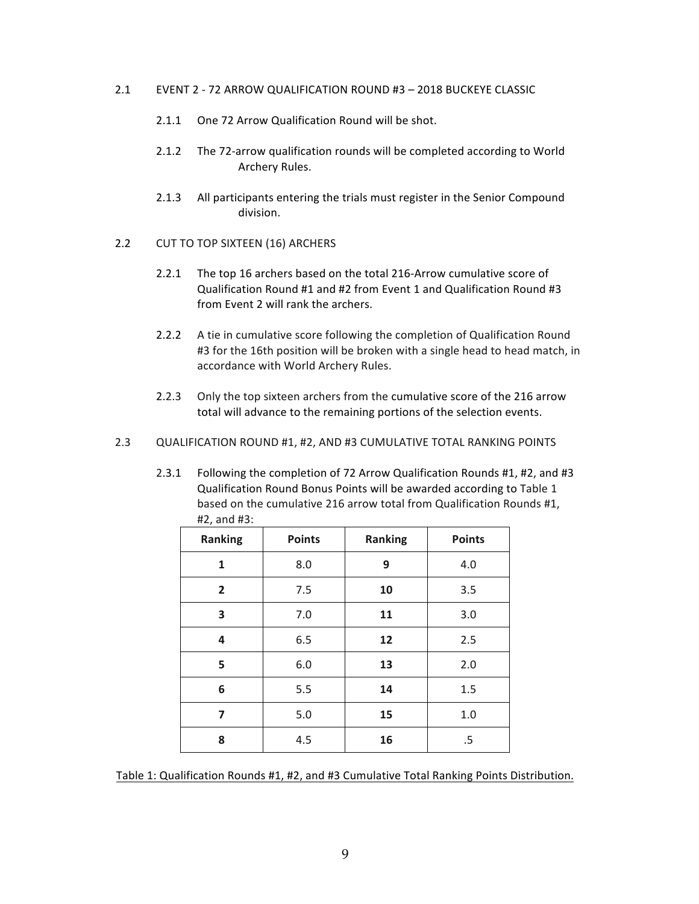## 2.1 EVENT 2 - 72 ARROW QUALIFICATION ROUND #3 – 2018 BUCKEYE CLASSIC

2.1.1 One 72 Arrow Qualification Round will be shot.

2.1.2 The 72-arrow qualification rounds will be completed according to World Archery Rules.

2.1.3 All participants entering the trials must register in the Senior Compound division.

## 2.2 CUT TO TOP SIXTEEN (16) ARCHERS

2.2.1 The top 16 archers based on the total 216-Arrow cumulative score of Qualification Round #1 and #2 from Event 1 and Qualification Round #3 from Event 2 will rank the archers.

2.2.2 A tie in cumulative score following the completion of Qualification Round #3 for the 16th position will be broken with a single head to head match, in accordance with World Archery Rules.

2.2.3 Only the top sixteen archers from the cumulative score of the 216 arrow total will advance to the remaining portions of the selection events.

## 2.3 QUALIFICATION ROUND #1, #2, AND #3 CUMULATIVE TOTAL RANKING POINTS

2.3.1 Following the completion of 72 Arrow Qualification Rounds #1, #2, and #3 Qualification Round Bonus Points will be awarded according to Table 1 based on the cumulative 216 arrow total from Qualification Rounds #1, #2, and #3:

| Ranking | Points | Ranking | Points |
|---|---|---|---|
| **1** | 8.0 | **9** | 4.0 |
| **2** | 7.5 | **10** | 3.5 |
| **3** | 7.0 | **11** | 3.0 |
| **4** | 6.5 | **12** | 2.5 |
| **5** | 6.0 | **13** | 2.0 |
| **6** | 5.5 | **14** | 1.5 |
| **7** | 5.0 | **15** | 1.0 |
| **8** | 4.5 | **16** | .5 |

Table 1: Qualification Rounds #1, #2, and #3 Cumulative Total Ranking Points Distribution.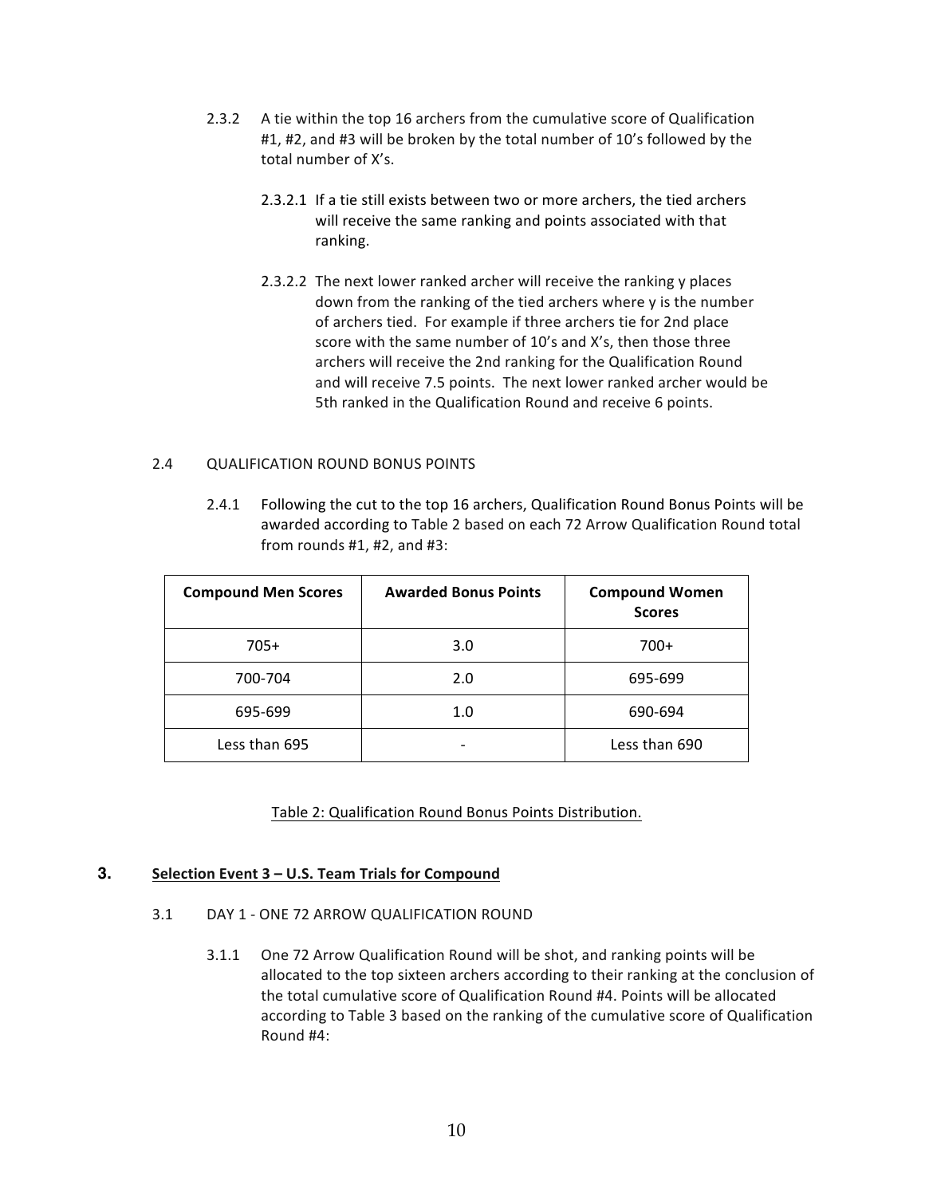2.3.2 A tie within the top 16 archers from the cumulative score of Qualification #1, #2, and #3 will be broken by the total number of 10's followed by the total number of X's.

2.3.2.1 If a tie still exists between two or more archers, the tied archers will receive the same ranking and points associated with that ranking.

2.3.2.2 The next lower ranked archer will receive the ranking y places down from the ranking of the tied archers where y is the number of archers tied. For example if three archers tie for 2nd place score with the same number of 10's and X's, then those three archers will receive the 2nd ranking for the Qualification Round and will receive 7.5 points. The next lower ranked archer would be 5th ranked in the Qualification Round and receive 6 points.

2.4 QUALIFICATION ROUND BONUS POINTS

2.4.1 Following the cut to the top 16 archers, Qualification Round Bonus Points will be awarded according to Table 2 based on each 72 Arrow Qualification Round total from rounds #1, #2, and #3:

| Compound Men Scores | Awarded Bonus Points | Compound Women Scores |
|---|---|---|
| 705+ | 3.0 | 700+ |
| 700-704 | 2.0 | 695-699 |
| 695-699 | 1.0 | 690-694 |
| Less than 695 | - | Less than 690 |

Table 2: Qualification Round Bonus Points Distribution.

## 3. Selection Event 3 – U.S. Team Trials for Compound

3.1 DAY 1 - ONE 72 ARROW QUALIFICATION ROUND

3.1.1 One 72 Arrow Qualification Round will be shot, and ranking points will be allocated to the top sixteen archers according to their ranking at the conclusion of the total cumulative score of Qualification Round #4. Points will be allocated according to Table 3 based on the ranking of the cumulative score of Qualification Round #4: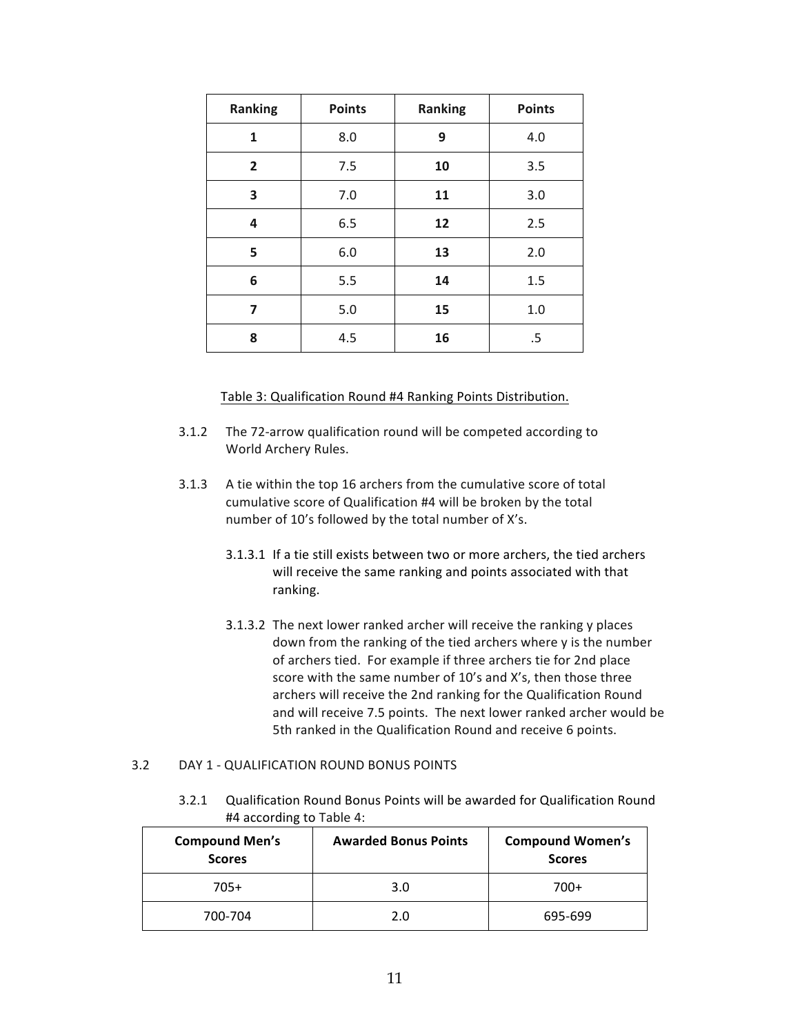| Ranking | Points | Ranking | Points |
| --- | --- | --- | --- |
| **1** | 8.0 | **9** | 4.0 |
| **2** | 7.5 | **10** | 3.5 |
| **3** | 7.0 | **11** | 3.0 |
| **4** | 6.5 | **12** | 2.5 |
| **5** | 6.0 | **13** | 2.0 |
| **6** | 5.5 | **14** | 1.5 |
| **7** | 5.0 | **15** | 1.0 |
| **8** | 4.5 | **16** | .5 |

Table 3: Qualification Round #4 Ranking Points Distribution.

3.1.2 The 72-arrow qualification round will be competed according to World Archery Rules.

3.1.3 A tie within the top 16 archers from the cumulative score of total cumulative score of Qualification #4 will be broken by the total number of 10's followed by the total number of X's.

3.1.3.1 If a tie still exists between two or more archers, the tied archers will receive the same ranking and points associated with that ranking.

3.1.3.2 The next lower ranked archer will receive the ranking y places down from the ranking of the tied archers where y is the number of archers tied. For example if three archers tie for 2nd place score with the same number of 10's and X's, then those three archers will receive the 2nd ranking for the Qualification Round and will receive 7.5 points. The next lower ranked archer would be 5th ranked in the Qualification Round and receive 6 points.

3.2 DAY 1 - QUALIFICATION ROUND BONUS POINTS

3.2.1 Qualification Round Bonus Points will be awarded for Qualification Round #4 according to Table 4:

| Compound Men's Scores | Awarded Bonus Points | Compound Women's Scores |
| --- | --- | --- |
| 705+ | 3.0 | 700+ |
| 700-704 | 2.0 | 695-699 |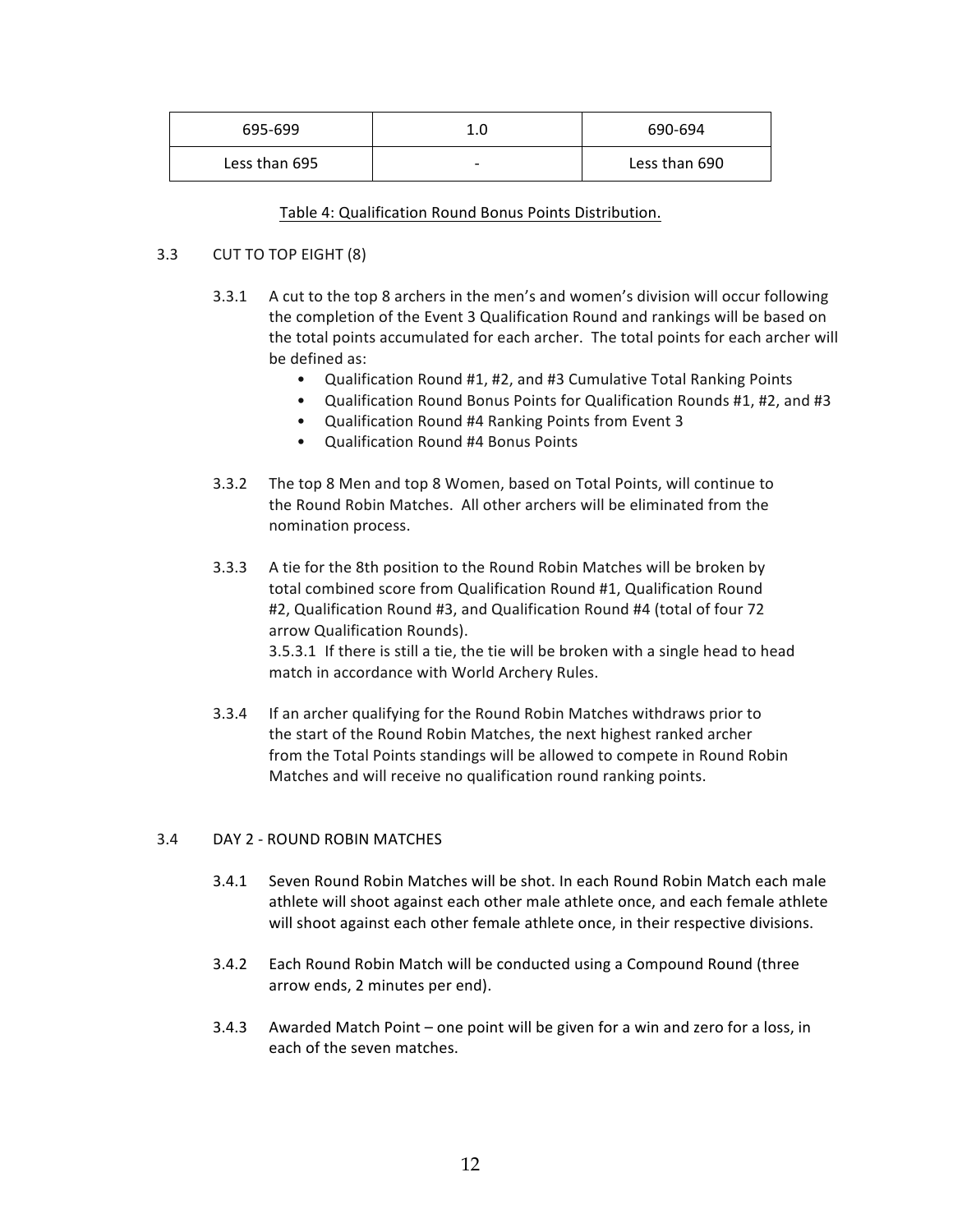| 695-699 | 1.0 | 690-694 |
|---|---|---|
| Less than 695 | - | Less than 690 |

Table 4: Qualification Round Bonus Points Distribution.

3.3 CUT TO TOP EIGHT (8)

3.3.1 A cut to the top 8 archers in the men's and women's division will occur following the completion of the Event 3 Qualification Round and rankings will be based on the total points accumulated for each archer. The total points for each archer will be defined as:

- Qualification Round #1, #2, and #3 Cumulative Total Ranking Points
- Qualification Round Bonus Points for Qualification Rounds #1, #2, and #3
- Qualification Round #4 Ranking Points from Event 3
- Qualification Round #4 Bonus Points

3.3.2 The top 8 Men and top 8 Women, based on Total Points, will continue to the Round Robin Matches. All other archers will be eliminated from the nomination process.

3.3.3 A tie for the 8th position to the Round Robin Matches will be broken by total combined score from Qualification Round #1, Qualification Round #2, Qualification Round #3, and Qualification Round #4 (total of four 72 arrow Qualification Rounds).
3.5.3.1 If there is still a tie, the tie will be broken with a single head to head match in accordance with World Archery Rules.

3.3.4 If an archer qualifying for the Round Robin Matches withdraws prior to the start of the Round Robin Matches, the next highest ranked archer from the Total Points standings will be allowed to compete in Round Robin Matches and will receive no qualification round ranking points.

3.4 DAY 2 - ROUND ROBIN MATCHES

3.4.1 Seven Round Robin Matches will be shot. In each Round Robin Match each male athlete will shoot against each other male athlete once, and each female athlete will shoot against each other female athlete once, in their respective divisions.

3.4.2 Each Round Robin Match will be conducted using a Compound Round (three arrow ends, 2 minutes per end).

3.4.3 Awarded Match Point – one point will be given for a win and zero for a loss, in each of the seven matches.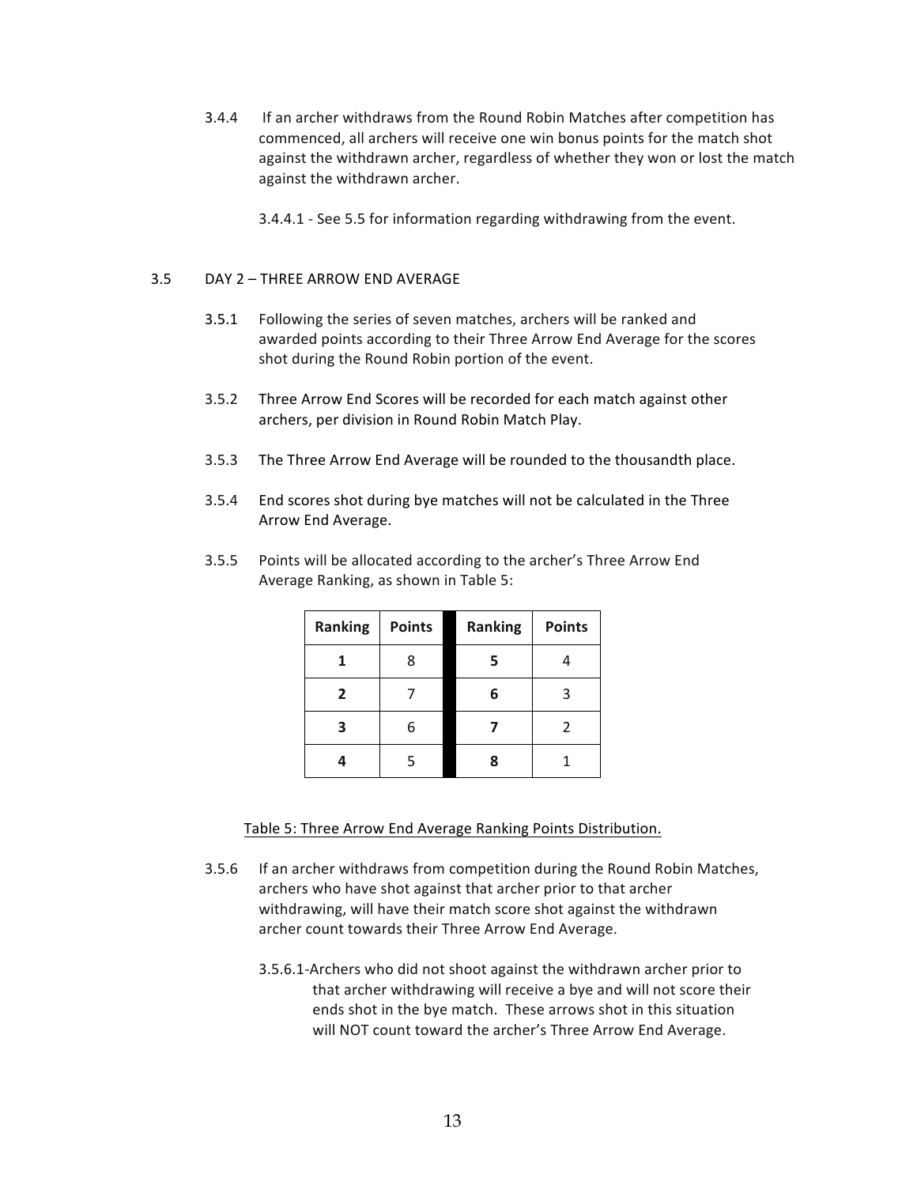3.4.4 If an archer withdraws from the Round Robin Matches after competition has commenced, all archers will receive one win bonus points for the match shot against the withdrawn archer, regardless of whether they won or lost the match against the withdrawn archer.

3.4.4.1 - See 5.5 for information regarding withdrawing from the event.

## 3.5 DAY 2 – THREE ARROW END AVERAGE

3.5.1 Following the series of seven matches, archers will be ranked and awarded points according to their Three Arrow End Average for the scores shot during the Round Robin portion of the event.

3.5.2 Three Arrow End Scores will be recorded for each match against other archers, per division in Round Robin Match Play.

3.5.3 The Three Arrow End Average will be rounded to the thousandth place.

3.5.4 End scores shot during bye matches will not be calculated in the Three Arrow End Average.

3.5.5 Points will be allocated according to the archer's Three Arrow End Average Ranking, as shown in Table 5:

| Ranking | Points | Ranking | Points |
|---|---|---|---|
| **1** | 8 | **5** | 4 |
| **2** | 7 | **6** | 3 |
| **3** | 6 | **7** | 2 |
| **4** | 5 | **8** | 1 |

Table 5: Three Arrow End Average Ranking Points Distribution.

3.5.6 If an archer withdraws from competition during the Round Robin Matches, archers who have shot against that archer prior to that archer withdrawing, will have their match score shot against the withdrawn archer count towards their Three Arrow End Average.

3.5.6.1-Archers who did not shoot against the withdrawn archer prior to that archer withdrawing will receive a bye and will not score their ends shot in the bye match. These arrows shot in this situation will NOT count toward the archer's Three Arrow End Average.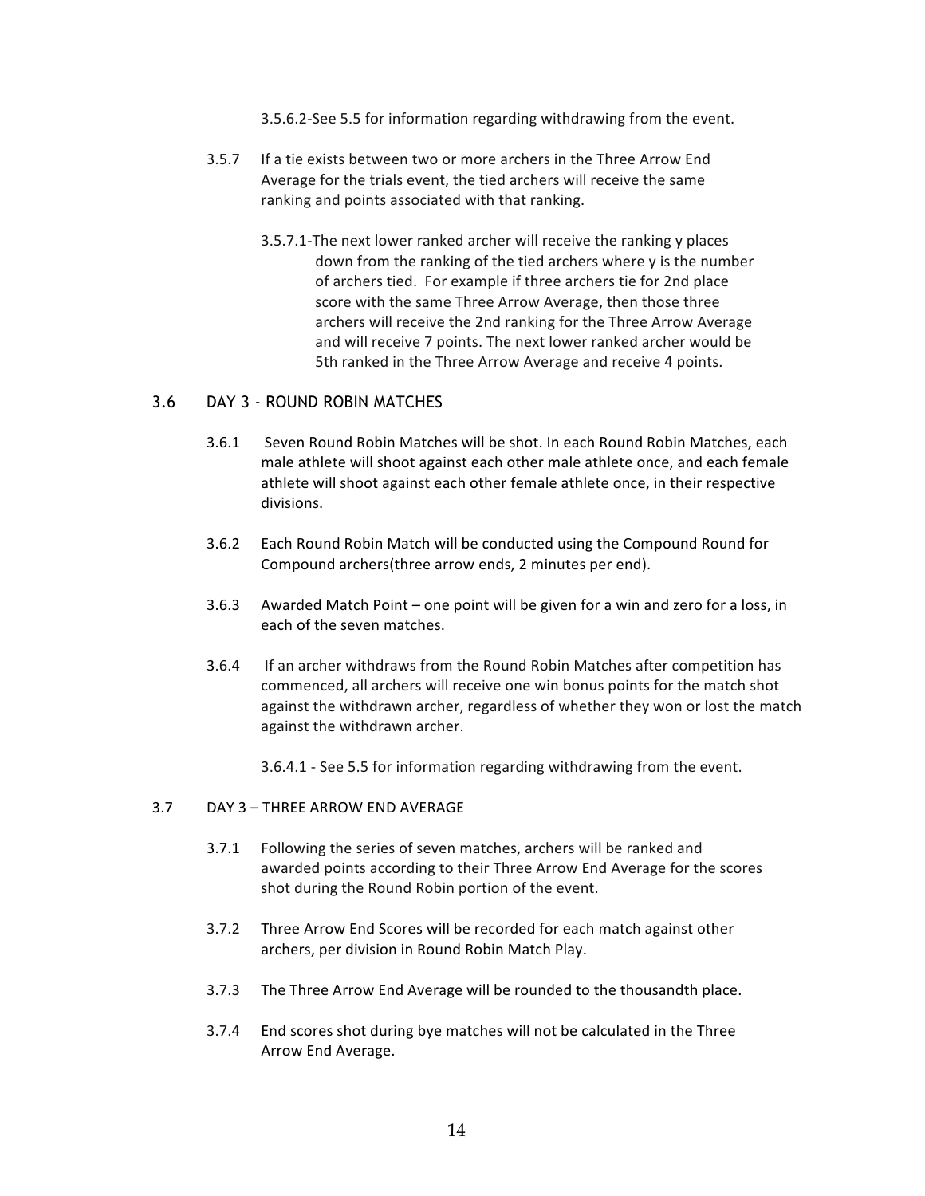3.5.6.2-See 5.5 for information regarding withdrawing from the event.

3.5.7 If a tie exists between two or more archers in the Three Arrow End Average for the trials event, the tied archers will receive the same ranking and points associated with that ranking.

3.5.7.1-The next lower ranked archer will receive the ranking y places down from the ranking of the tied archers where y is the number of archers tied. For example if three archers tie for 2nd place score with the same Three Arrow Average, then those three archers will receive the 2nd ranking for the Three Arrow Average and will receive 7 points. The next lower ranked archer would be 5th ranked in the Three Arrow Average and receive 4 points.

## 3.6 DAY 3 - ROUND ROBIN MATCHES

3.6.1 Seven Round Robin Matches will be shot. In each Round Robin Matches, each male athlete will shoot against each other male athlete once, and each female athlete will shoot against each other female athlete once, in their respective divisions.

3.6.2 Each Round Robin Match will be conducted using the Compound Round for Compound archers(three arrow ends, 2 minutes per end).

3.6.3 Awarded Match Point – one point will be given for a win and zero for a loss, in each of the seven matches.

3.6.4 If an archer withdraws from the Round Robin Matches after competition has commenced, all archers will receive one win bonus points for the match shot against the withdrawn archer, regardless of whether they won or lost the match against the withdrawn archer.

3.6.4.1 - See 5.5 for information regarding withdrawing from the event.

## 3.7 DAY 3 – THREE ARROW END AVERAGE

3.7.1 Following the series of seven matches, archers will be ranked and awarded points according to their Three Arrow End Average for the scores shot during the Round Robin portion of the event.

3.7.2 Three Arrow End Scores will be recorded for each match against other archers, per division in Round Robin Match Play.

3.7.3 The Three Arrow End Average will be rounded to the thousandth place.

3.7.4 End scores shot during bye matches will not be calculated in the Three Arrow End Average.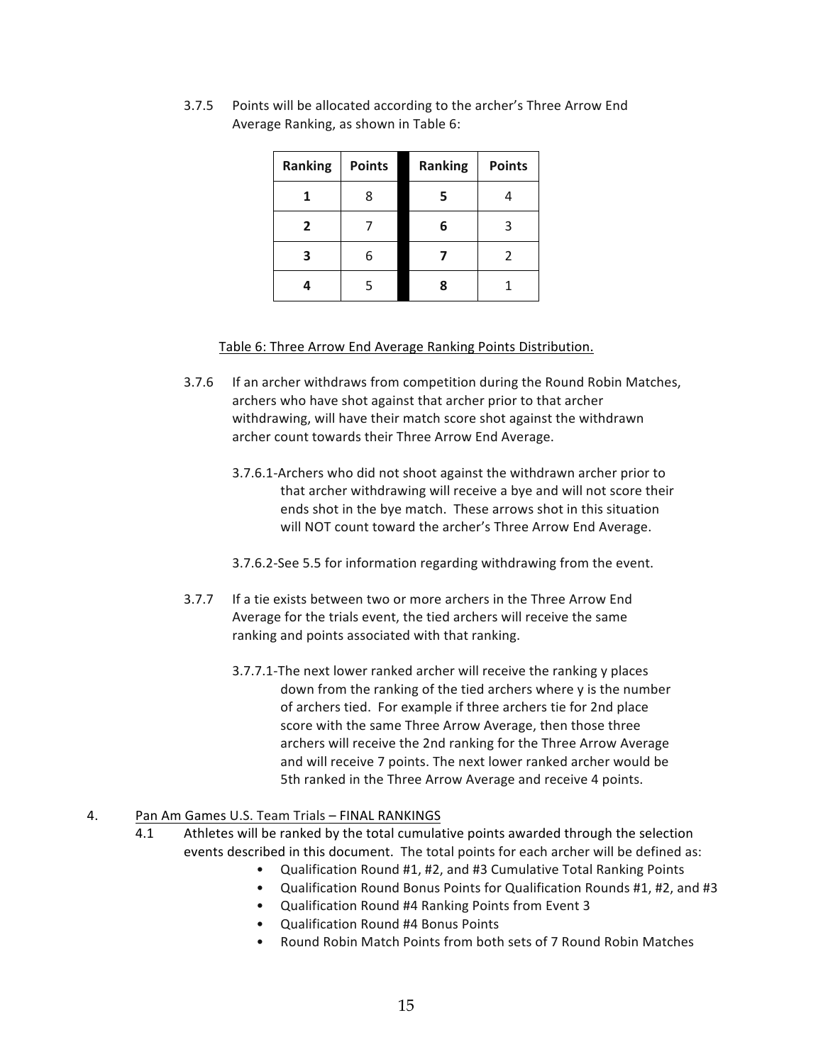3.7.5 Points will be allocated according to the archer's Three Arrow End Average Ranking, as shown in Table 6:

| Ranking | Points | Ranking | Points |
|---|---|---|---|
| **1** | 8 | **5** | 4 |
| **2** | 7 | **6** | 3 |
| **3** | 6 | **7** | 2 |
| **4** | 5 | **8** | 1 |

Table 6: Three Arrow End Average Ranking Points Distribution.

3.7.6 If an archer withdraws from competition during the Round Robin Matches, archers who have shot against that archer prior to that archer withdrawing, will have their match score shot against the withdrawn archer count towards their Three Arrow End Average.

3.7.6.1-Archers who did not shoot against the withdrawn archer prior to that archer withdrawing will receive a bye and will not score their ends shot in the bye match. These arrows shot in this situation will NOT count toward the archer's Three Arrow End Average.

3.7.6.2-See 5.5 for information regarding withdrawing from the event.

3.7.7 If a tie exists between two or more archers in the Three Arrow End Average for the trials event, the tied archers will receive the same ranking and points associated with that ranking.

3.7.7.1-The next lower ranked archer will receive the ranking y places down from the ranking of the tied archers where y is the number of archers tied. For example if three archers tie for 2nd place score with the same Three Arrow Average, then those three archers will receive the 2nd ranking for the Three Arrow Average and will receive 7 points. The next lower ranked archer would be 5th ranked in the Three Arrow Average and receive 4 points.

## 4. Pan Am Games U.S. Team Trials – FINAL RANKINGS

4.1 Athletes will be ranked by the total cumulative points awarded through the selection events described in this document. The total points for each archer will be defined as:

- Qualification Round #1, #2, and #3 Cumulative Total Ranking Points
- Qualification Round Bonus Points for Qualification Rounds #1, #2, and #3
- Qualification Round #4 Ranking Points from Event 3
- Qualification Round #4 Bonus Points
- Round Robin Match Points from both sets of 7 Round Robin Matches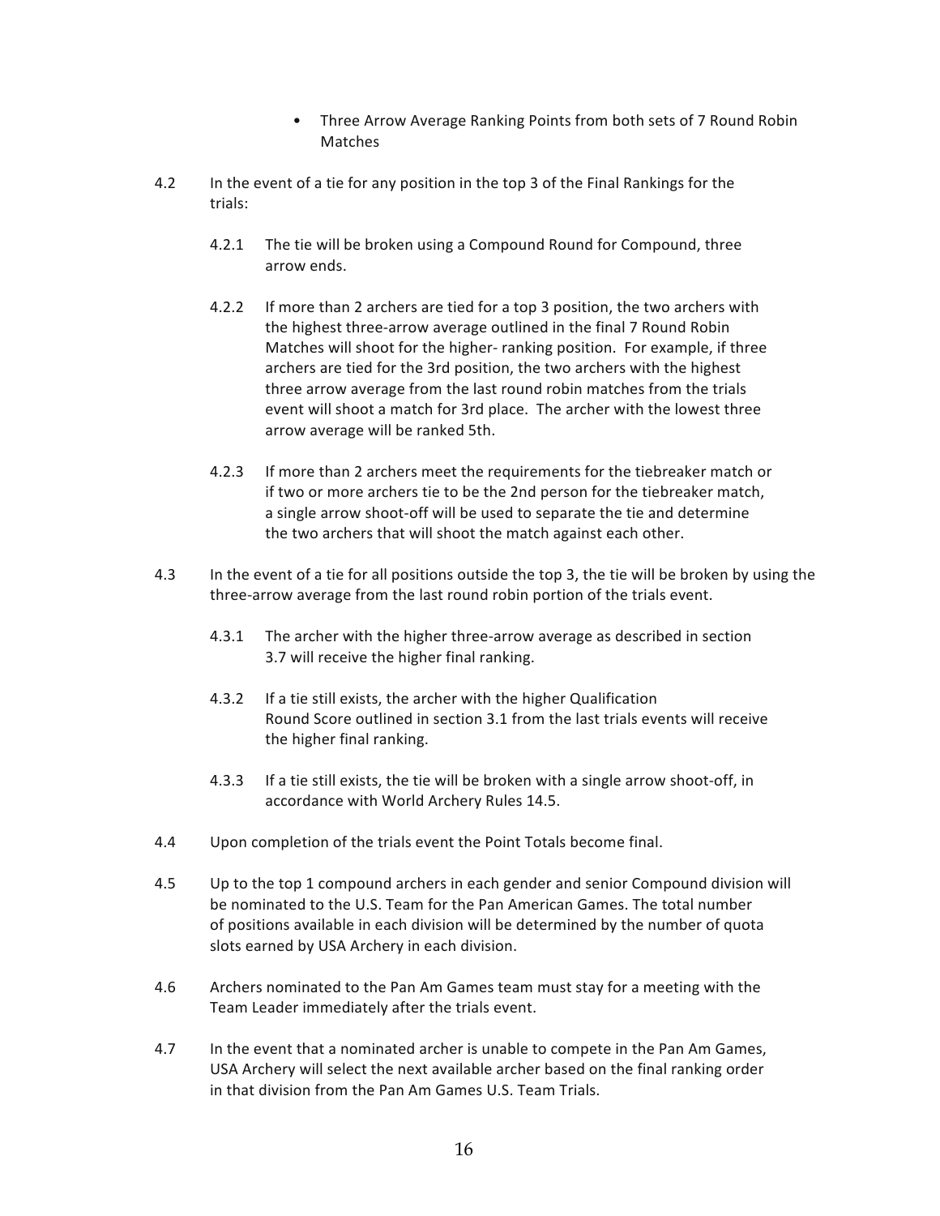- Three Arrow Average Ranking Points from both sets of 7 Round Robin Matches

4.2 In the event of a tie for any position in the top 3 of the Final Rankings for the trials:

4.2.1 The tie will be broken using a Compound Round for Compound, three arrow ends.

4.2.2 If more than 2 archers are tied for a top 3 position, the two archers with the highest three-arrow average outlined in the final 7 Round Robin Matches will shoot for the higher- ranking position. For example, if three archers are tied for the 3rd position, the two archers with the highest three arrow average from the last round robin matches from the trials event will shoot a match for 3rd place. The archer with the lowest three arrow average will be ranked 5th.

4.2.3 If more than 2 archers meet the requirements for the tiebreaker match or if two or more archers tie to be the 2nd person for the tiebreaker match, a single arrow shoot-off will be used to separate the tie and determine the two archers that will shoot the match against each other.

4.3 In the event of a tie for all positions outside the top 3, the tie will be broken by using the three-arrow average from the last round robin portion of the trials event.

4.3.1 The archer with the higher three-arrow average as described in section 3.7 will receive the higher final ranking.

4.3.2 If a tie still exists, the archer with the higher Qualification Round Score outlined in section 3.1 from the last trials events will receive the higher final ranking.

4.3.3 If a tie still exists, the tie will be broken with a single arrow shoot-off, in accordance with World Archery Rules 14.5.

4.4 Upon completion of the trials event the Point Totals become final.

4.5 Up to the top 1 compound archers in each gender and senior Compound division will be nominated to the U.S. Team for the Pan American Games. The total number of positions available in each division will be determined by the number of quota slots earned by USA Archery in each division.

4.6 Archers nominated to the Pan Am Games team must stay for a meeting with the Team Leader immediately after the trials event.

4.7 In the event that a nominated archer is unable to compete in the Pan Am Games, USA Archery will select the next available archer based on the final ranking order in that division from the Pan Am Games U.S. Team Trials.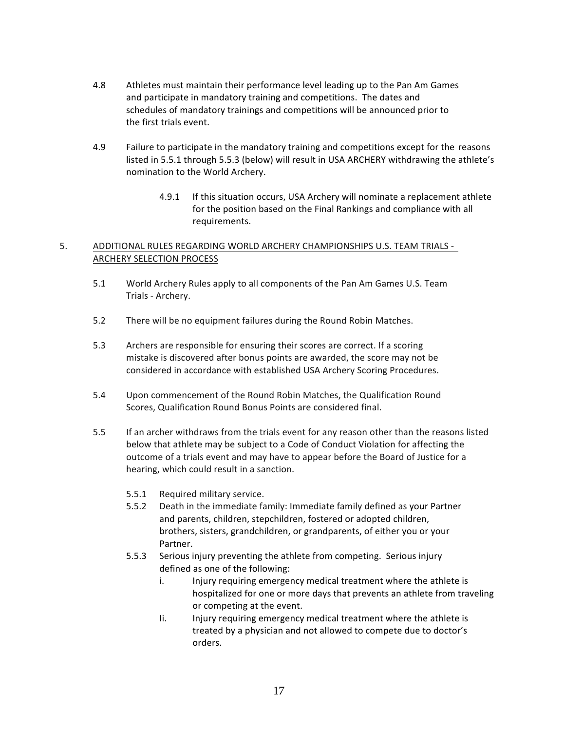4.8 Athletes must maintain their performance level leading up to the Pan Am Games and participate in mandatory training and competitions. The dates and schedules of mandatory trainings and competitions will be announced prior to the first trials event.

4.9 Failure to participate in the mandatory training and competitions except for the reasons listed in 5.5.1 through 5.5.3 (below) will result in USA ARCHERY withdrawing the athlete's nomination to the World Archery.

4.9.1 If this situation occurs, USA Archery will nominate a replacement athlete for the position based on the Final Rankings and compliance with all requirements.

5. ADDITIONAL RULES REGARDING WORLD ARCHERY CHAMPIONSHIPS U.S. TEAM TRIALS - ARCHERY SELECTION PROCESS

5.1 World Archery Rules apply to all components of the Pan Am Games U.S. Team Trials - Archery.

5.2 There will be no equipment failures during the Round Robin Matches.

5.3 Archers are responsible for ensuring their scores are correct. If a scoring mistake is discovered after bonus points are awarded, the score may not be considered in accordance with established USA Archery Scoring Procedures.

5.4 Upon commencement of the Round Robin Matches, the Qualification Round Scores, Qualification Round Bonus Points are considered final.

5.5 If an archer withdraws from the trials event for any reason other than the reasons listed below that athlete may be subject to a Code of Conduct Violation for affecting the outcome of a trials event and may have to appear before the Board of Justice for a hearing, which could result in a sanction.

5.5.1 Required military service.

5.5.2 Death in the immediate family: Immediate family defined as your Partner and parents, children, stepchildren, fostered or adopted children, brothers, sisters, grandchildren, or grandparents, of either you or your Partner.

5.5.3 Serious injury preventing the athlete from competing. Serious injury defined as one of the following:

i. Injury requiring emergency medical treatment where the athlete is hospitalized for one or more days that prevents an athlete from traveling or competing at the event.

Ii. Injury requiring emergency medical treatment where the athlete is treated by a physician and not allowed to compete due to doctor's orders.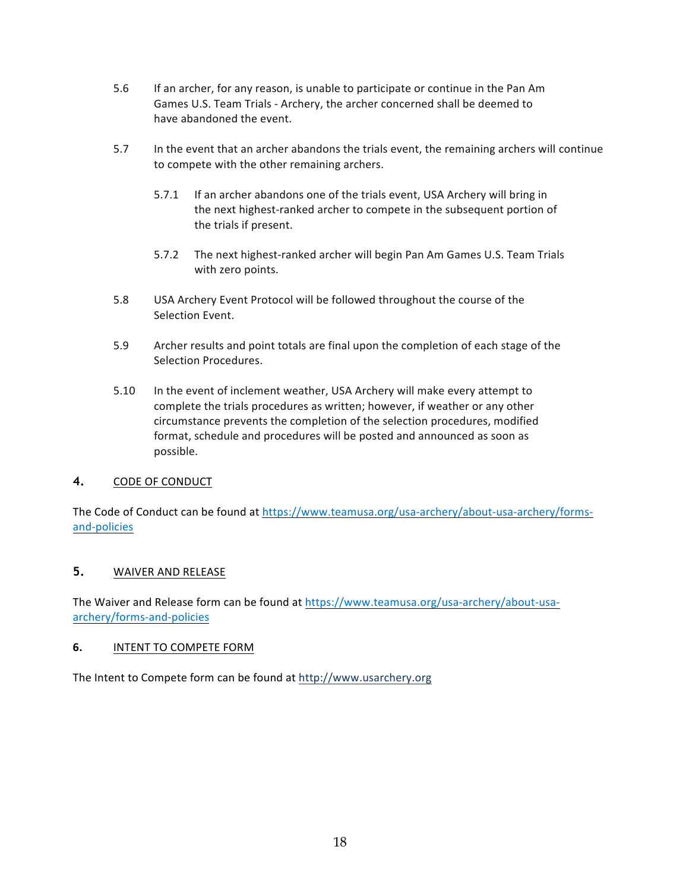5.6 If an archer, for any reason, is unable to participate or continue in the Pan Am Games U.S. Team Trials - Archery, the archer concerned shall be deemed to have abandoned the event.

5.7 In the event that an archer abandons the trials event, the remaining archers will continue to compete with the other remaining archers.

5.7.1 If an archer abandons one of the trials event, USA Archery will bring in the next highest-ranked archer to compete in the subsequent portion of the trials if present.

5.7.2 The next highest-ranked archer will begin Pan Am Games U.S. Team Trials with zero points.

5.8 USA Archery Event Protocol will be followed throughout the course of the Selection Event.

5.9 Archer results and point totals are final upon the completion of each stage of the Selection Procedures.

5.10 In the event of inclement weather, USA Archery will make every attempt to complete the trials procedures as written; however, if weather or any other circumstance prevents the completion of the selection procedures, modified format, schedule and procedures will be posted and announced as soon as possible.

## 4. CODE OF CONDUCT

The Code of Conduct can be found at https://www.teamusa.org/usa-archery/about-usa-archery/forms-and-policies

## 5. WAIVER AND RELEASE

The Waiver and Release form can be found at https://www.teamusa.org/usa-archery/about-usa-archery/forms-and-policies

## 6. INTENT TO COMPETE FORM

The Intent to Compete form can be found at http://www.usarchery.org